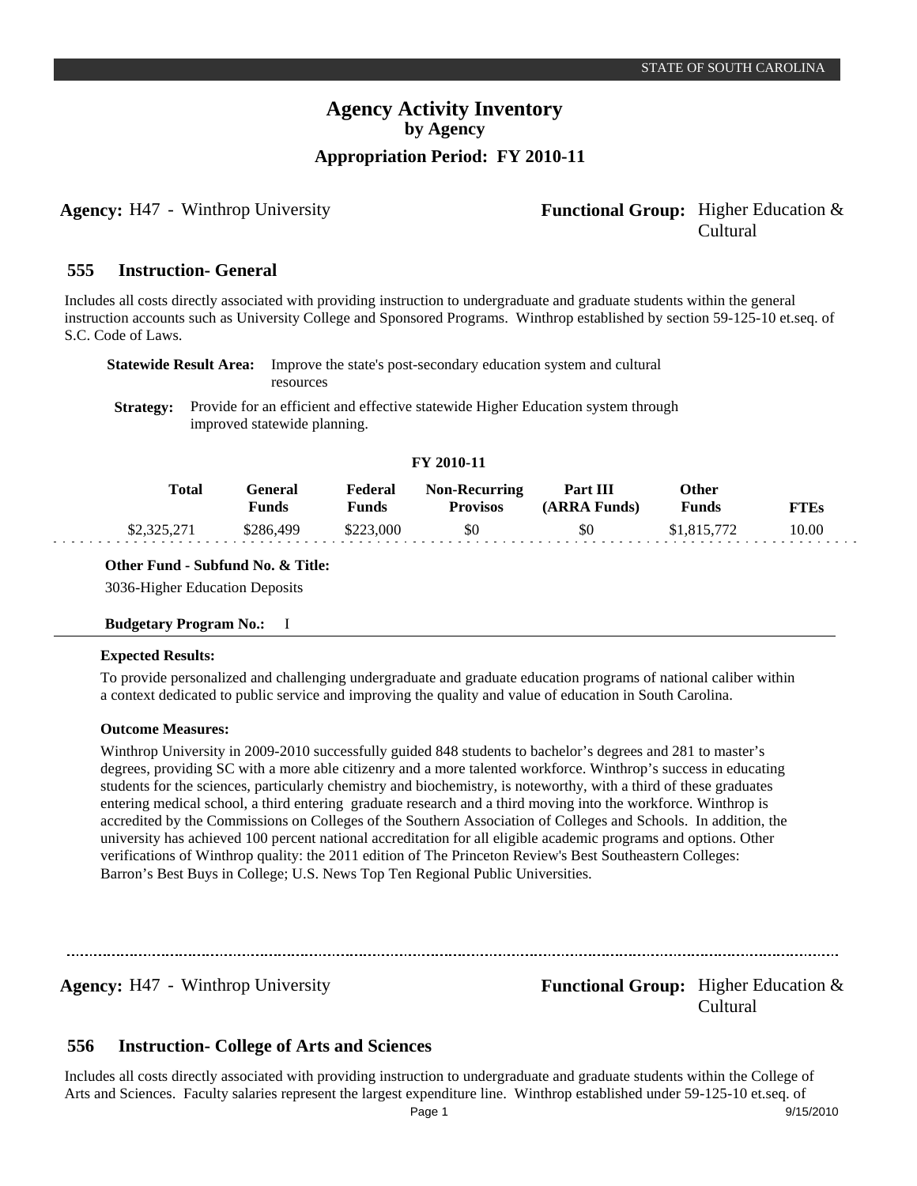STATE OF SOUTH CAROLINA

# Agency Activity Inventory
## by Agency
## Appropriation Period: FY 2010-11

**Agency:** H47 - Winthrop University

**Functional Group:** Higher Education & Cultural

## 555 Instruction- General

Includes all costs directly associated with providing instruction to undergraduate and graduate students within the general instruction accounts such as University College and Sponsored Programs. Winthrop established by section 59-125-10 et.seq. of S.C. Code of Laws.

**Statewide Result Area:** Improve the state's post-secondary education system and cultural resources

**Strategy:** Provide for an efficient and effective statewide Higher Education system through improved statewide planning.

**FY 2010-11**

| Total | General Funds | Federal Funds | Non-Recurring Provisos | Part III (ARRA Funds) | Other Funds | FTEs |
|---|---|---|---|---|---|---|
| $2,325,271 | $286,499 | $223,000 | $0 | $0 | $1,815,772 | 10.00 |

**Other Fund - Subfund No. & Title:**

3036-Higher Education Deposits

**Budgetary Program No.:** I

**Expected Results:**

To provide personalized and challenging undergraduate and graduate education programs of national caliber within a context dedicated to public service and improving the quality and value of education in South Carolina.

**Outcome Measures:**

Winthrop University in 2009-2010 successfully guided 848 students to bachelor's degrees and 281 to master's degrees, providing SC with a more able citizenry and a more talented workforce. Winthrop's success in educating students for the sciences, particularly chemistry and biochemistry, is noteworthy, with a third of these graduates entering medical school, a third entering graduate research and a third moving into the workforce. Winthrop is accredited by the Commissions on Colleges of the Southern Association of Colleges and Schools. In addition, the university has achieved 100 percent national accreditation for all eligible academic programs and options. Other verifications of Winthrop quality: the 2011 edition of The Princeton Review's Best Southeastern Colleges: Barron's Best Buys in College; U.S. News Top Ten Regional Public Universities.

---

**Agency:** H47 - Winthrop University

**Functional Group:** Higher Education & Cultural

## 556 Instruction- College of Arts and Sciences

Includes all costs directly associated with providing instruction to undergraduate and graduate students within the College of Arts and Sciences. Faculty salaries represent the largest expenditure line. Winthrop established under 59-125-10 et.seq. of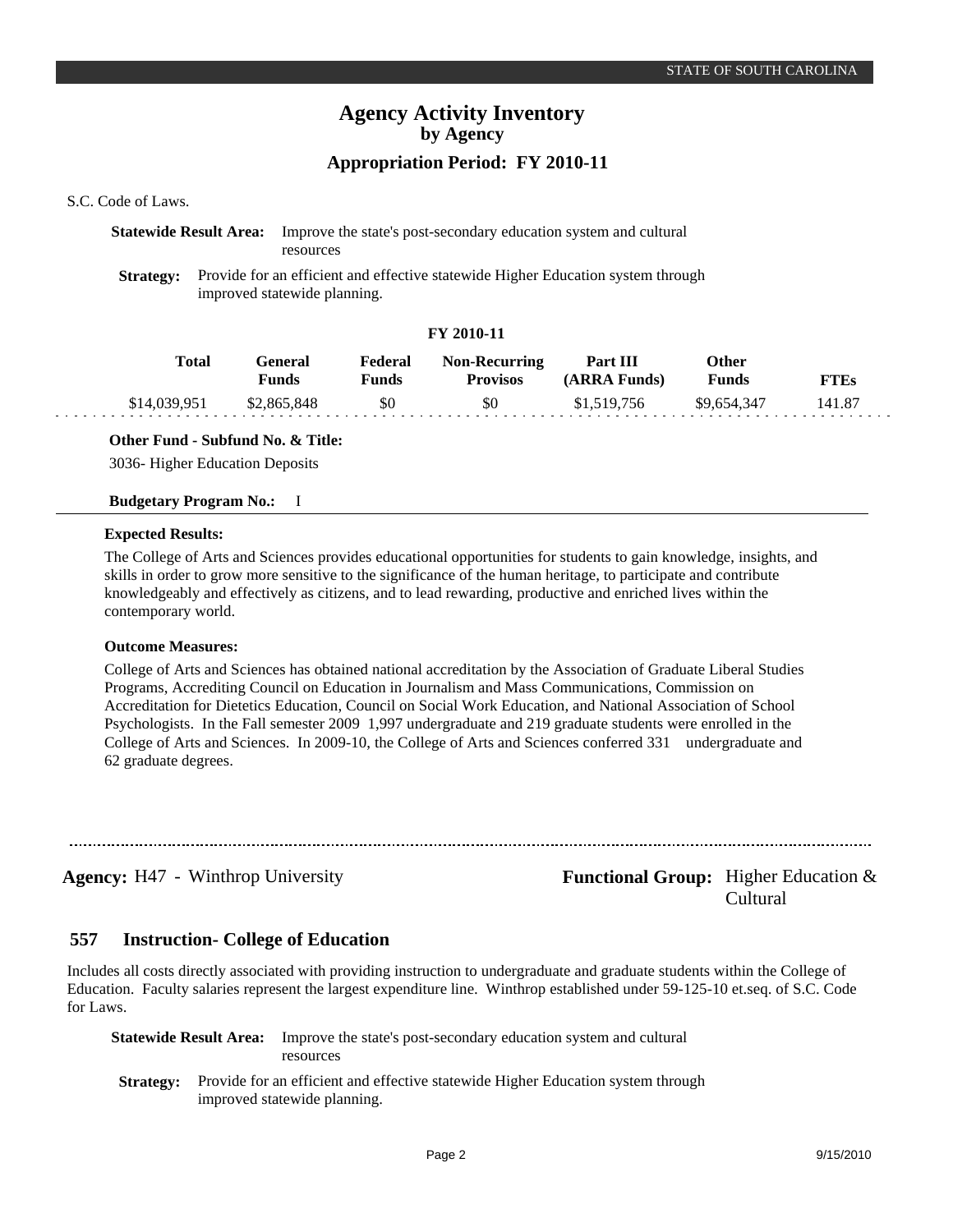S.C. Code of Laws.

**Statewide Result Area:** Improve the state's post-secondary education system and cultural resources

**Strategy:** Provide for an efficient and effective statewide Higher Education system through improved statewide planning.

**FY 2010-11**

| Total | General Funds | Federal Funds | Non-Recurring Provisos | Part III (ARRA Funds) | Other Funds | FTEs |
|---|---|---|---|---|---|---|
| $14,039,951 | $2,865,848 | $0 | $0 | $1,519,756 | $9,654,347 | 141.87 |

**Other Fund - Subfund No. & Title:**

3036- Higher Education Deposits

**Budgetary Program No.:** I

**Expected Results:**

The College of Arts and Sciences provides educational opportunities for students to gain knowledge, insights, and skills in order to grow more sensitive to the significance of the human heritage, to participate and contribute knowledgeably and effectively as citizens, and to lead rewarding, productive and enriched lives within the contemporary world.

**Outcome Measures:**

College of Arts and Sciences has obtained national accreditation by the Association of Graduate Liberal Studies Programs, Accrediting Council on Education in Journalism and Mass Communications, Commission on Accreditation for Dietetics Education, Council on Social Work Education, and National Association of School Psychologists. In the Fall semester 2009 1,997 undergraduate and 219 graduate students were enrolled in the College of Arts and Sciences. In 2009-10, the College of Arts and Sciences conferred 331 undergraduate and 62 graduate degrees.

---

**Agency:** H47 - Winthrop University

**Functional Group:** Higher Education & Cultural

## 557 Instruction- College of Education

Includes all costs directly associated with providing instruction to undergraduate and graduate students within the College of Education. Faculty salaries represent the largest expenditure line. Winthrop established under 59-125-10 et.seq. of S.C. Code for Laws.

**Statewide Result Area:** Improve the state's post-secondary education system and cultural resources

**Strategy:** Provide for an efficient and effective statewide Higher Education system through improved statewide planning.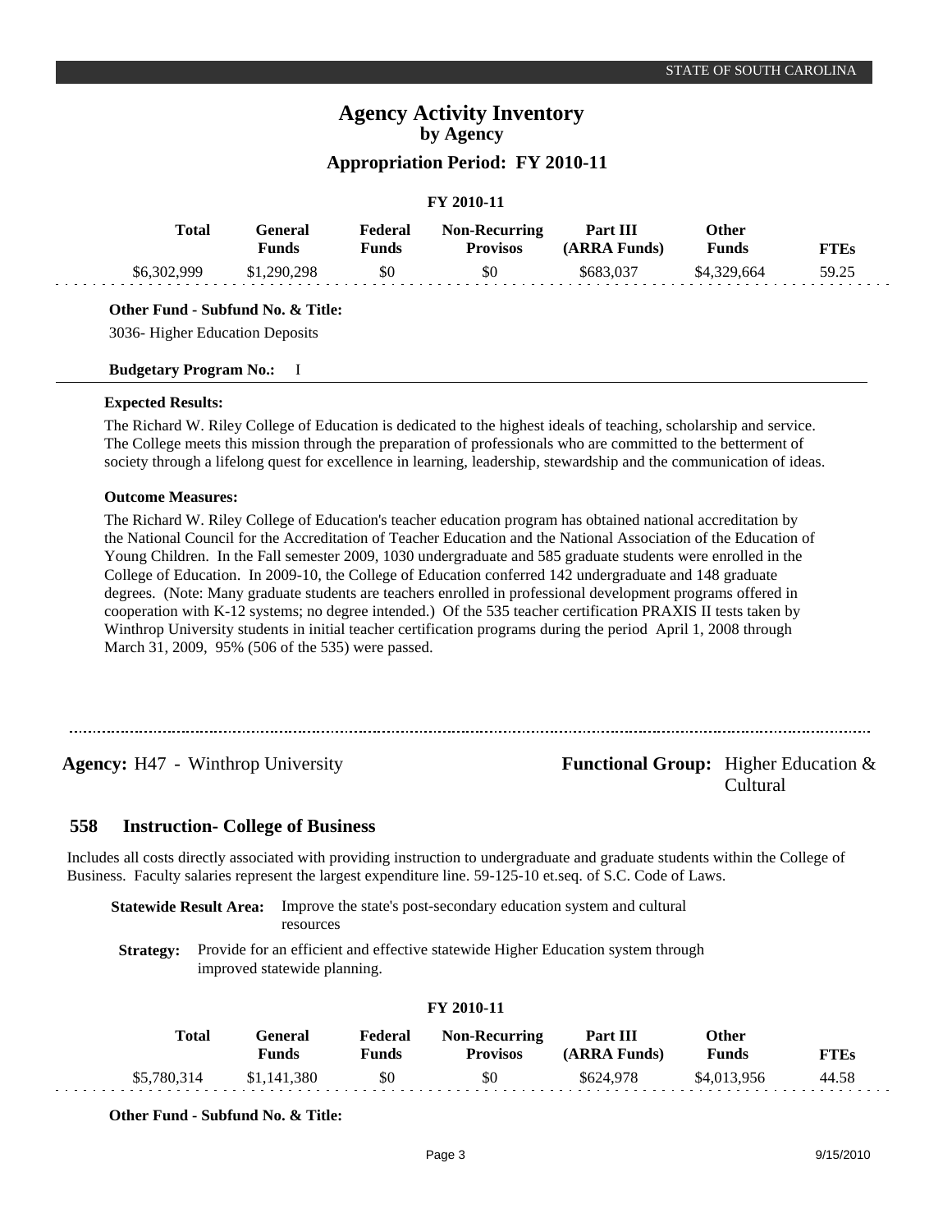**FY 2010-11**

| Total | General Funds | Federal Funds | Non-Recurring Provisos | Part III (ARRA Funds) | Other Funds | FTEs |
|---|---|---|---|---|---|---|
| $6,302,999 | $1,290,298 | $0 | $0 | $683,037 | $4,329,664 | 59.25 |

**Other Fund - Subfund No. & Title:**

3036- Higher Education Deposits

**Budgetary Program No.:** I

**Expected Results:**

The Richard W. Riley College of Education is dedicated to the highest ideals of teaching, scholarship and service. The College meets this mission through the preparation of professionals who are committed to the betterment of society through a lifelong quest for excellence in learning, leadership, stewardship and the communication of ideas.

**Outcome Measures:**

The Richard W. Riley College of Education's teacher education program has obtained national accreditation by the National Council for the Accreditation of Teacher Education and the National Association of the Education of Young Children. In the Fall semester 2009, 1030 undergraduate and 585 graduate students were enrolled in the College of Education. In 2009-10, the College of Education conferred 142 undergraduate and 148 graduate degrees. (Note: Many graduate students are teachers enrolled in professional development programs offered in cooperation with K-12 systems; no degree intended.) Of the 535 teacher certification PRAXIS II tests taken by Winthrop University students in initial teacher certification programs during the period April 1, 2008 through March 31, 2009, 95% (506 of the 535) were passed.

---

**Agency:** H47 - Winthrop University

**Functional Group:** Higher Education & Cultural

## 558 Instruction- College of Business

Includes all costs directly associated with providing instruction to undergraduate and graduate students within the College of Business. Faculty salaries represent the largest expenditure line. 59-125-10 et.seq. of S.C. Code of Laws.

**Statewide Result Area:** Improve the state's post-secondary education system and cultural resources

**Strategy:** Provide for an efficient and effective statewide Higher Education system through improved statewide planning.

**FY 2010-11**

| Total | General Funds | Federal Funds | Non-Recurring Provisos | Part III (ARRA Funds) | Other Funds | FTEs |
|---|---|---|---|---|---|---|
| $5,780,314 | $1,141,380 | $0 | $0 | $624,978 | $4,013,956 | 44.58 |

**Other Fund - Subfund No. & Title:**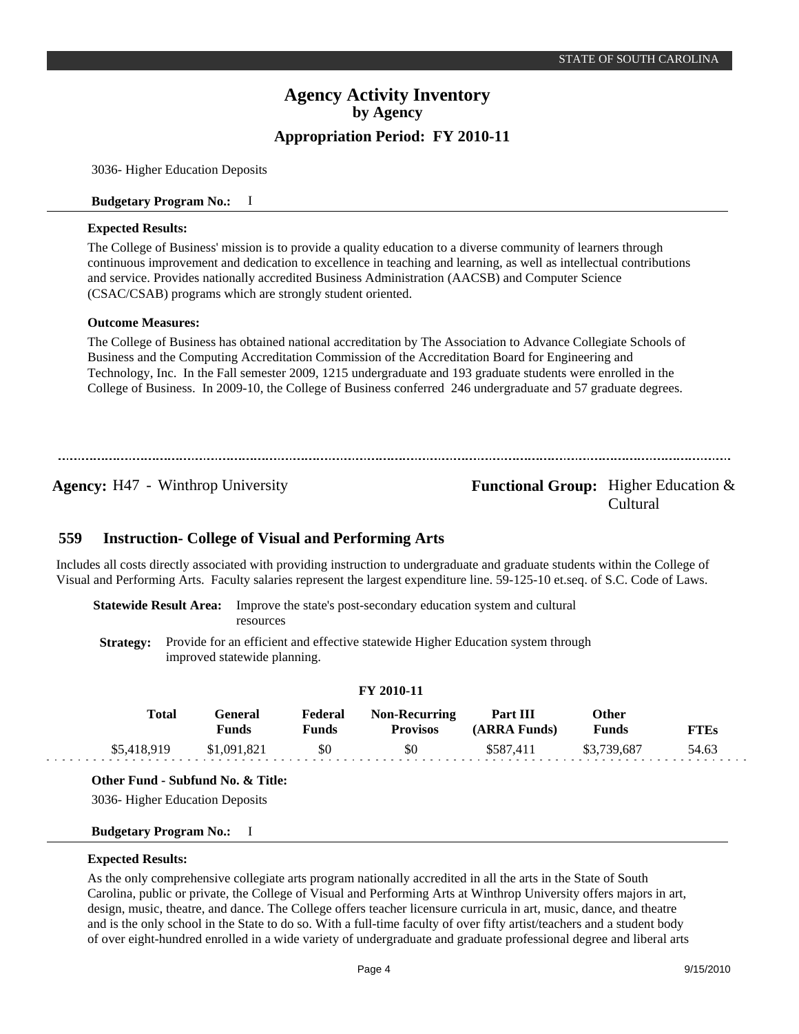3036- Higher Education Deposits

**Budgetary Program No.:** I

**Expected Results:**

The College of Business' mission is to provide a quality education to a diverse community of learners through continuous improvement and dedication to excellence in teaching and learning, as well as intellectual contributions and service. Provides nationally accredited Business Administration (AACSB) and Computer Science (CSAC/CSAB) programs which are strongly student oriented.

**Outcome Measures:**

The College of Business has obtained national accreditation by The Association to Advance Collegiate Schools of Business and the Computing Accreditation Commission of the Accreditation Board for Engineering and Technology, Inc. In the Fall semester 2009, 1215 undergraduate and 193 graduate students were enrolled in the College of Business. In 2009-10, the College of Business conferred 246 undergraduate and 57 graduate degrees.

---

**Agency:** H47 - Winthrop University **Functional Group:** Higher Education & Cultural

## 559 Instruction- College of Visual and Performing Arts

Includes all costs directly associated with providing instruction to undergraduate and graduate students within the College of Visual and Performing Arts. Faculty salaries represent the largest expenditure line. 59-125-10 et.seq. of S.C. Code of Laws.

**Statewide Result Area:** Improve the state's post-secondary education system and cultural resources

**Strategy:** Provide for an efficient and effective statewide Higher Education system through improved statewide planning.

**FY 2010-11**

| Total | General Funds | Federal Funds | Non-Recurring Provisos | Part III (ARRA Funds) | Other Funds | FTEs |
|---|---|---|---|---|---|---|
| $5,418,919 | $1,091,821 | $0 | $0 | $587,411 | $3,739,687 | 54.63 |

**Other Fund - Subfund No. & Title:**

3036- Higher Education Deposits

**Budgetary Program No.:** I

**Expected Results:**

As the only comprehensive collegiate arts program nationally accredited in all the arts in the State of South Carolina, public or private, the College of Visual and Performing Arts at Winthrop University offers majors in art, design, music, theatre, and dance. The College offers teacher licensure curricula in art, music, dance, and theatre and is the only school in the State to do so. With a full-time faculty of over fifty artist/teachers and a student body of over eight-hundred enrolled in a wide variety of undergraduate and graduate professional degree and liberal arts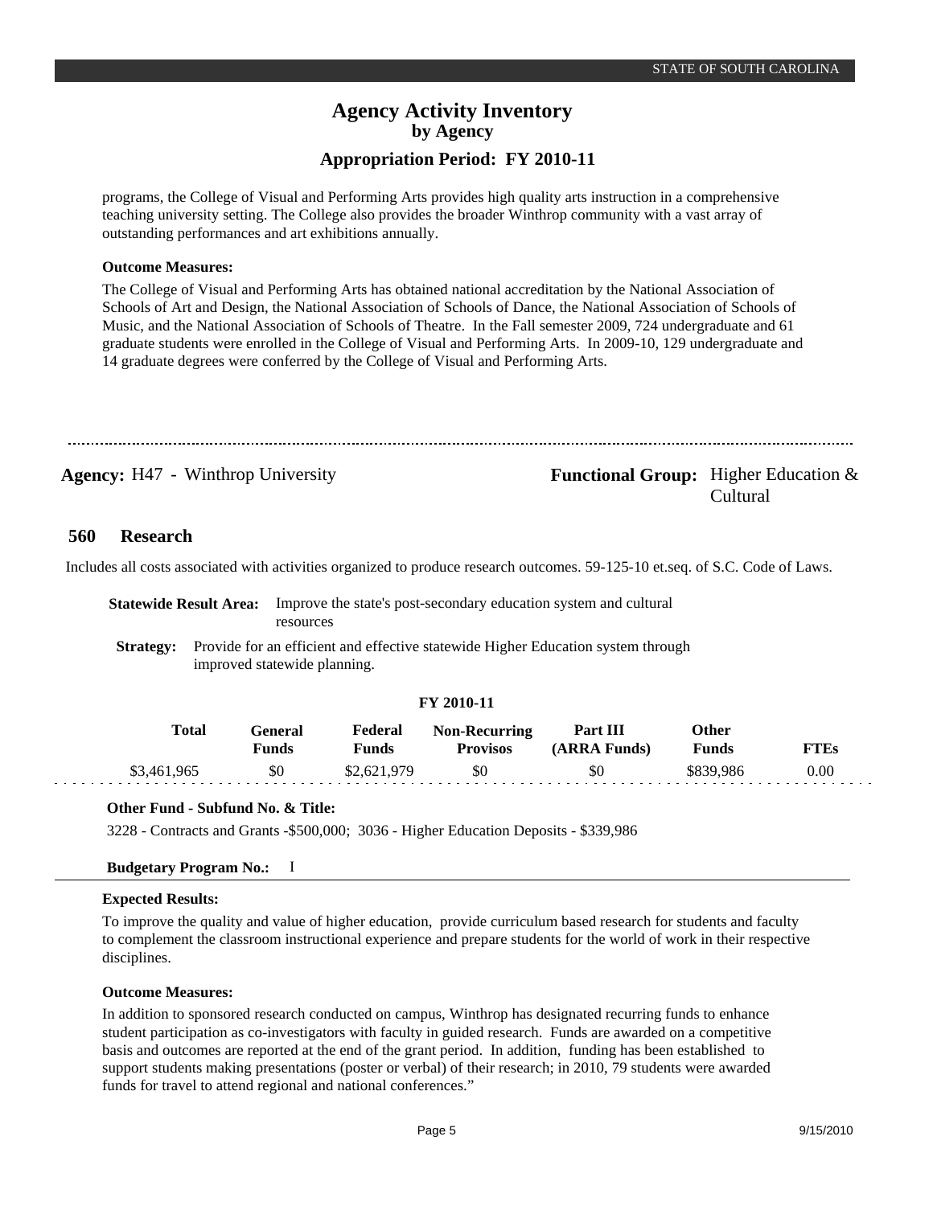programs, the College of Visual and Performing Arts provides high quality arts instruction in a comprehensive teaching university setting. The College also provides the broader Winthrop community with a vast array of outstanding performances and art exhibitions annually.

**Outcome Measures:**

The College of Visual and Performing Arts has obtained national accreditation by the National Association of Schools of Art and Design, the National Association of Schools of Dance, the National Association of Schools of Music, and the National Association of Schools of Theatre. In the Fall semester 2009, 724 undergraduate and 61 graduate students were enrolled in the College of Visual and Performing Arts. In 2009-10, 129 undergraduate and 14 graduate degrees were conferred by the College of Visual and Performing Arts.

---

**Agency:** H47 - Winthrop University

**Functional Group:** Higher Education & Cultural

## 560 Research

Includes all costs associated with activities organized to produce research outcomes. 59-125-10 et.seq. of S.C. Code of Laws.

**Statewide Result Area:** Improve the state's post-secondary education system and cultural resources

**Strategy:** Provide for an efficient and effective statewide Higher Education system through improved statewide planning.

**FY 2010-11**

| Total | General Funds | Federal Funds | Non-Recurring Provisos | Part III (ARRA Funds) | Other Funds | FTEs |
|---|---|---|---|---|---|---|
| $3,461,965 | $0 | $2,621,979 | $0 | $0 | $839,986 | 0.00 |

**Other Fund - Subfund No. & Title:**

3228 - Contracts and Grants -$500,000; 3036 - Higher Education Deposits - $339,986

**Budgetary Program No.:** I

**Expected Results:**

To improve the quality and value of higher education, provide curriculum based research for students and faculty to complement the classroom instructional experience and prepare students for the world of work in their respective disciplines.

**Outcome Measures:**

In addition to sponsored research conducted on campus, Winthrop has designated recurring funds to enhance student participation as co-investigators with faculty in guided research. Funds are awarded on a competitive basis and outcomes are reported at the end of the grant period. In addition, funding has been established to support students making presentations (poster or verbal) of their research; in 2010, 79 students were awarded funds for travel to attend regional and national conferences."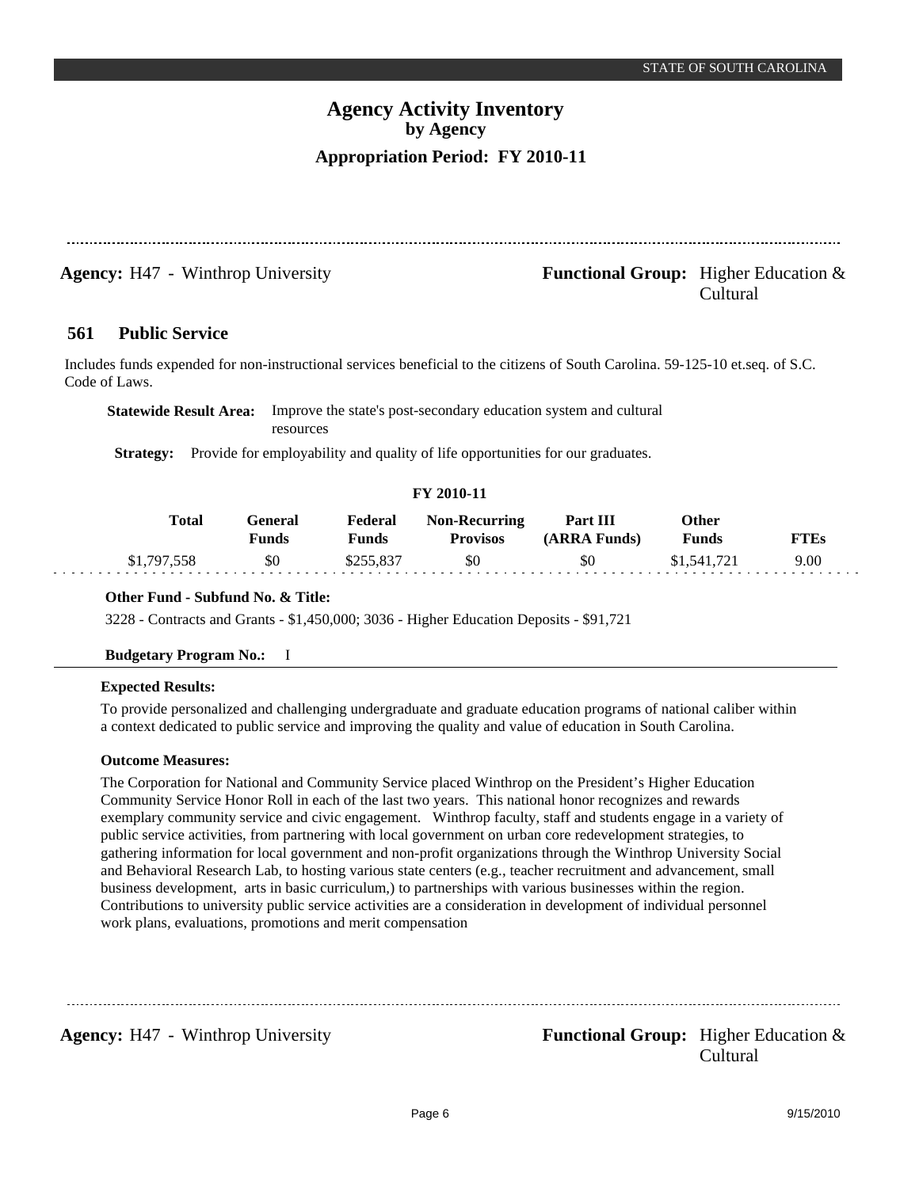**Agency:** H47 - Winthrop University

**Functional Group:** Higher Education & Cultural

## 561 Public Service

Includes funds expended for non-instructional services beneficial to the citizens of South Carolina. 59-125-10 et.seq. of S.C. Code of Laws.

**Statewide Result Area:** Improve the state's post-secondary education system and cultural resources

**Strategy:** Provide for employability and quality of life opportunities for our graduates.

**FY 2010-11**

| Total | General Funds | Federal Funds | Non-Recurring Provisos | Part III (ARRA Funds) | Other Funds | FTEs |
|---|---|---|---|---|---|---|
| $1,797,558 | $0 | $255,837 | $0 | $0 | $1,541,721 | 9.00 |

**Other Fund - Subfund No. & Title:**

3228 - Contracts and Grants - $1,450,000; 3036 - Higher Education Deposits - $91,721

**Budgetary Program No.:** I

**Expected Results:**

To provide personalized and challenging undergraduate and graduate education programs of national caliber within a context dedicated to public service and improving the quality and value of education in South Carolina.

**Outcome Measures:**

The Corporation for National and Community Service placed Winthrop on the President's Higher Education Community Service Honor Roll in each of the last two years. This national honor recognizes and rewards exemplary community service and civic engagement. Winthrop faculty, staff and students engage in a variety of public service activities, from partnering with local government on urban core redevelopment strategies, to gathering information for local government and non-profit organizations through the Winthrop University Social and Behavioral Research Lab, to hosting various state centers (e.g., teacher recruitment and advancement, small business development, arts in basic curriculum,) to partnerships with various businesses within the region. Contributions to university public service activities are a consideration in development of individual personnel work plans, evaluations, promotions and merit compensation

**Agency:** H47 - Winthrop University

**Functional Group:** Higher Education & Cultural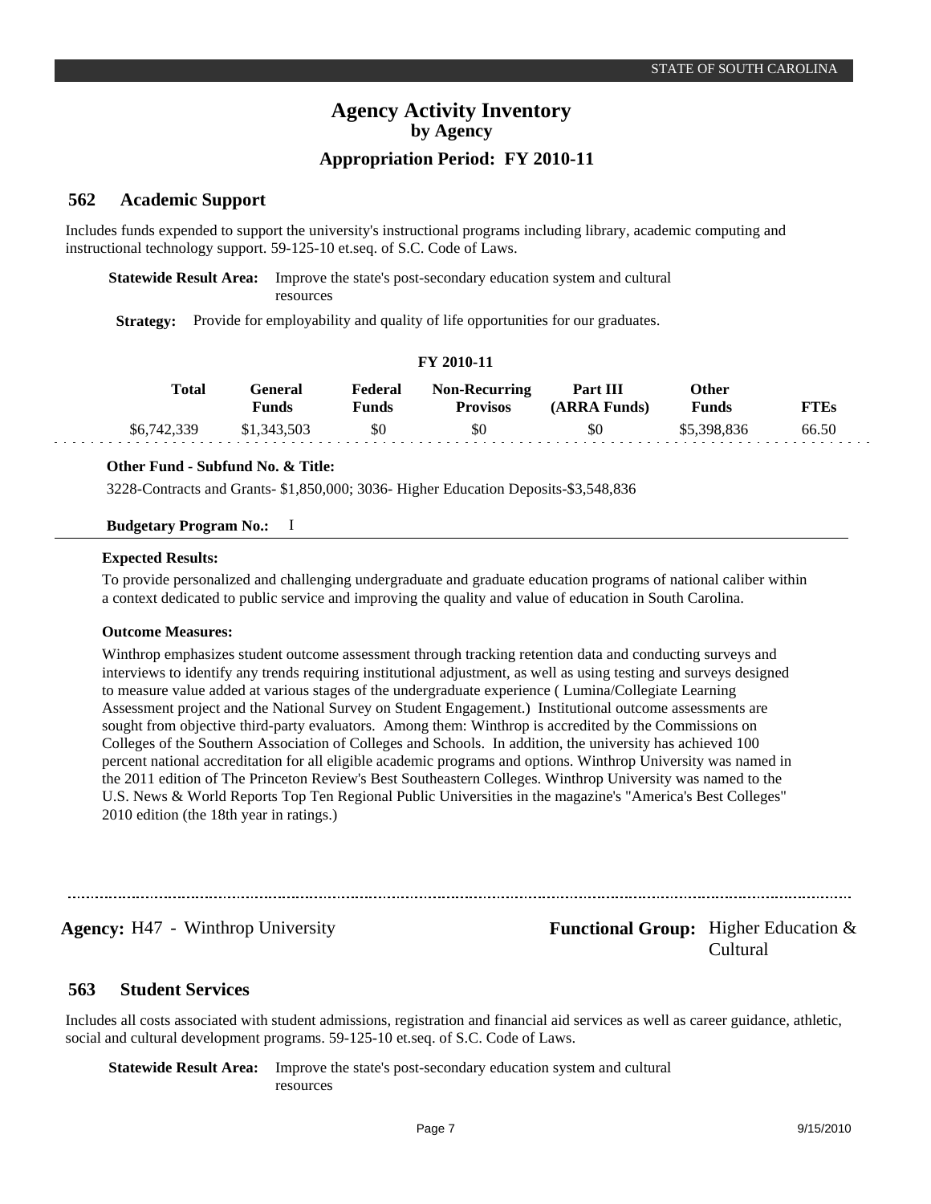# Agency Activity Inventory
## by Agency
### Appropriation Period: FY 2010-11

## 562 Academic Support

Includes funds expended to support the university's instructional programs including library, academic computing and instructional technology support. 59-125-10 et.seq. of S.C. Code of Laws.

**Statewide Result Area:** Improve the state's post-secondary education system and cultural resources

**Strategy:** Provide for employability and quality of life opportunities for our graduates.

**FY 2010-11**

| Total | General Funds | Federal Funds | Non-Recurring Provisos | Part III (ARRA Funds) | Other Funds | FTEs |
|---|---|---|---|---|---|---|
| $6,742,339 | $1,343,503 | $0 | $0 | $0 | $5,398,836 | 66.50 |

**Other Fund - Subfund No. & Title:**

3228-Contracts and Grants- $1,850,000; 3036- Higher Education Deposits-$3,548,836

**Budgetary Program No.:** I

**Expected Results:**

To provide personalized and challenging undergraduate and graduate education programs of national caliber within a context dedicated to public service and improving the quality and value of education in South Carolina.

**Outcome Measures:**

Winthrop emphasizes student outcome assessment through tracking retention data and conducting surveys and interviews to identify any trends requiring institutional adjustment, as well as using testing and surveys designed to measure value added at various stages of the undergraduate experience ( Lumina/Collegiate Learning Assessment project and the National Survey on Student Engagement.) Institutional outcome assessments are sought from objective third-party evaluators. Among them: Winthrop is accredited by the Commissions on Colleges of the Southern Association of Colleges and Schools. In addition, the university has achieved 100 percent national accreditation for all eligible academic programs and options. Winthrop University was named in the 2011 edition of The Princeton Review's Best Southeastern Colleges. Winthrop University was named to the U.S. News & World Reports Top Ten Regional Public Universities in the magazine's "America's Best Colleges" 2010 edition (the 18th year in ratings.)

---

**Agency:** H47 - Winthrop University

**Functional Group:** Higher Education & Cultural

## 563 Student Services

Includes all costs associated with student admissions, registration and financial aid services as well as career guidance, athletic, social and cultural development programs. 59-125-10 et.seq. of S.C. Code of Laws.

**Statewide Result Area:** Improve the state's post-secondary education system and cultural resources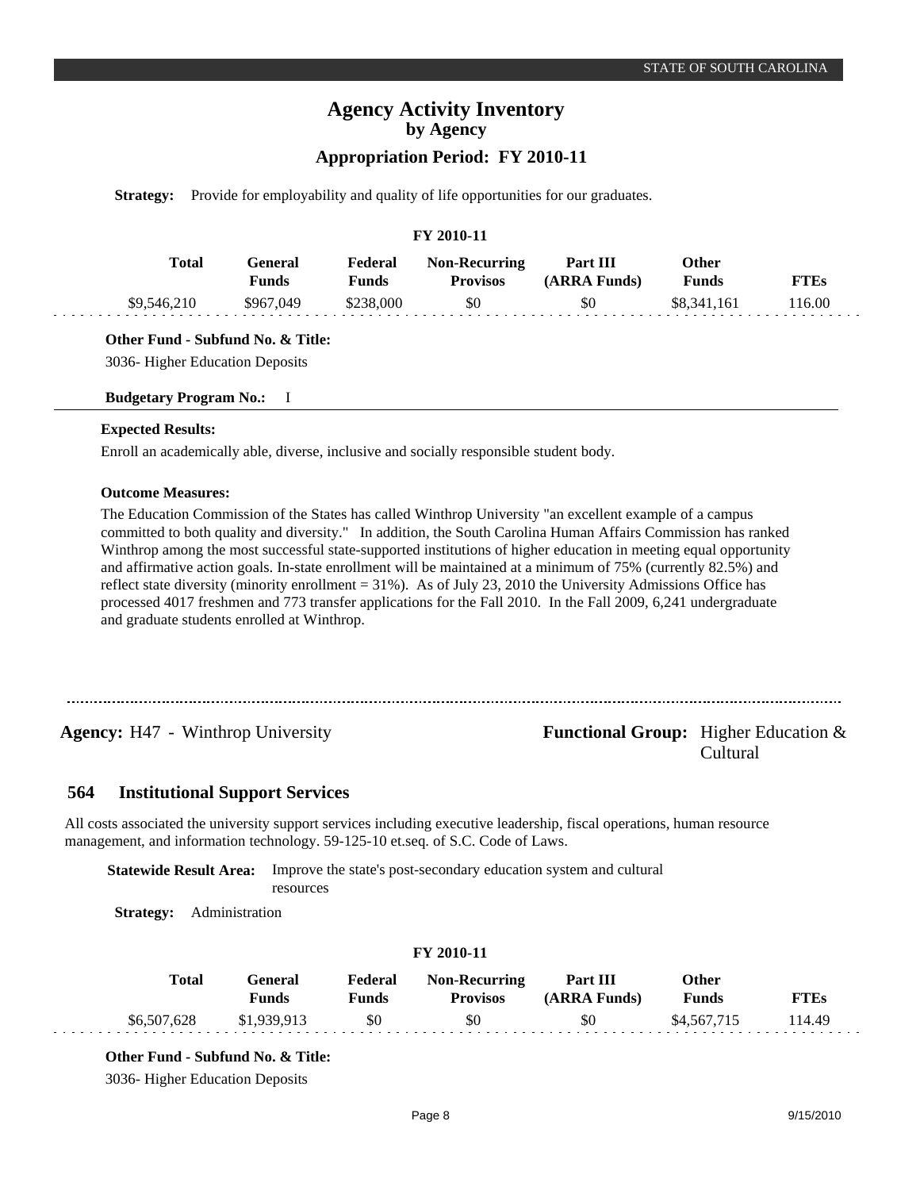**Strategy:** Provide for employability and quality of life opportunities for our graduates.

**FY 2010-11**

| Total | General Funds | Federal Funds | Non-Recurring Provisos | Part III (ARRA Funds) | Other Funds | FTEs |
|---|---|---|---|---|---|---|
| $9,546,210 | $967,049 | $238,000 | $0 | $0 | $8,341,161 | 116.00 |

**Other Fund - Subfund No. & Title:**

3036- Higher Education Deposits

**Budgetary Program No.:** I

**Expected Results:**

Enroll an academically able, diverse, inclusive and socially responsible student body.

**Outcome Measures:**

The Education Commission of the States has called Winthrop University "an excellent example of a campus committed to both quality and diversity." In addition, the South Carolina Human Affairs Commission has ranked Winthrop among the most successful state-supported institutions of higher education in meeting equal opportunity and affirmative action goals. In-state enrollment will be maintained at a minimum of 75% (currently 82.5%) and reflect state diversity (minority enrollment = 31%). As of July 23, 2010 the University Admissions Office has processed 4017 freshmen and 773 transfer applications for the Fall 2010. In the Fall 2009, 6,241 undergraduate and graduate students enrolled at Winthrop.

---

**Agency:** H47 - Winthrop University

**Functional Group:** Higher Education & Cultural

## 564 Institutional Support Services

All costs associated the university support services including executive leadership, fiscal operations, human resource management, and information technology. 59-125-10 et.seq. of S.C. Code of Laws.

**Statewide Result Area:** Improve the state's post-secondary education system and cultural resources

**Strategy:** Administration

**FY 2010-11**

| Total | General Funds | Federal Funds | Non-Recurring Provisos | Part III (ARRA Funds) | Other Funds | FTEs |
|---|---|---|---|---|---|---|
| $6,507,628 | $1,939,913 | $0 | $0 | $0 | $4,567,715 | 114.49 |

**Other Fund - Subfund No. & Title:**

3036- Higher Education Deposits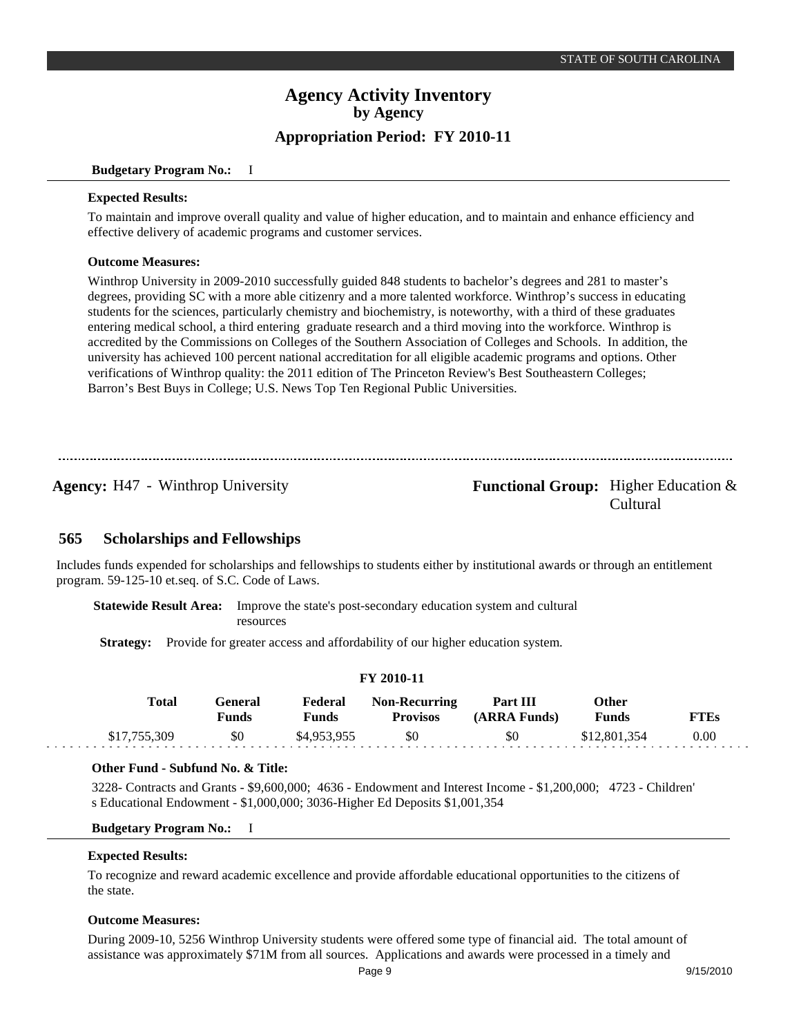**Budgetary Program No.:** I

**Expected Results:**

To maintain and improve overall quality and value of higher education, and to maintain and enhance efficiency and effective delivery of academic programs and customer services.

**Outcome Measures:**

Winthrop University in 2009-2010 successfully guided 848 students to bachelor's degrees and 281 to master's degrees, providing SC with a more able citizenry and a more talented workforce. Winthrop's success in educating students for the sciences, particularly chemistry and biochemistry, is noteworthy, with a third of these graduates entering medical school, a third entering graduate research and a third moving into the workforce. Winthrop is accredited by the Commissions on Colleges of the Southern Association of Colleges and Schools. In addition, the university has achieved 100 percent national accreditation for all eligible academic programs and options. Other verifications of Winthrop quality: the 2011 edition of The Princeton Review's Best Southeastern Colleges; Barron's Best Buys in College; U.S. News Top Ten Regional Public Universities.

---

**Agency:** H47 - Winthrop University **Functional Group:** Higher Education & Cultural

## 565 Scholarships and Fellowships

Includes funds expended for scholarships and fellowships to students either by institutional awards or through an entitlement program. 59-125-10 et.seq. of S.C. Code of Laws.

**Statewide Result Area:** Improve the state's post-secondary education system and cultural resources

**Strategy:** Provide for greater access and affordability of our higher education system.

**FY 2010-11**

| Total | General Funds | Federal Funds | Non-Recurring Provisos | Part III (ARRA Funds) | Other Funds | FTEs |
|---|---|---|---|---|---|---|
| $17,755,309 | $0 | $4,953,955 | $0 | $0 | $12,801,354 | 0.00 |

**Other Fund - Subfund No. & Title:**

3228- Contracts and Grants - $9,600,000; 4636 - Endowment and Interest Income - $1,200,000; 4723 - Children's Educational Endowment - $1,000,000; 3036-Higher Ed Deposits $1,001,354

**Budgetary Program No.:** I

**Expected Results:**

To recognize and reward academic excellence and provide affordable educational opportunities to the citizens of the state.

**Outcome Measures:**

During 2009-10, 5256 Winthrop University students were offered some type of financial aid. The total amount of assistance was approximately $71M from all sources. Applications and awards were processed in a timely and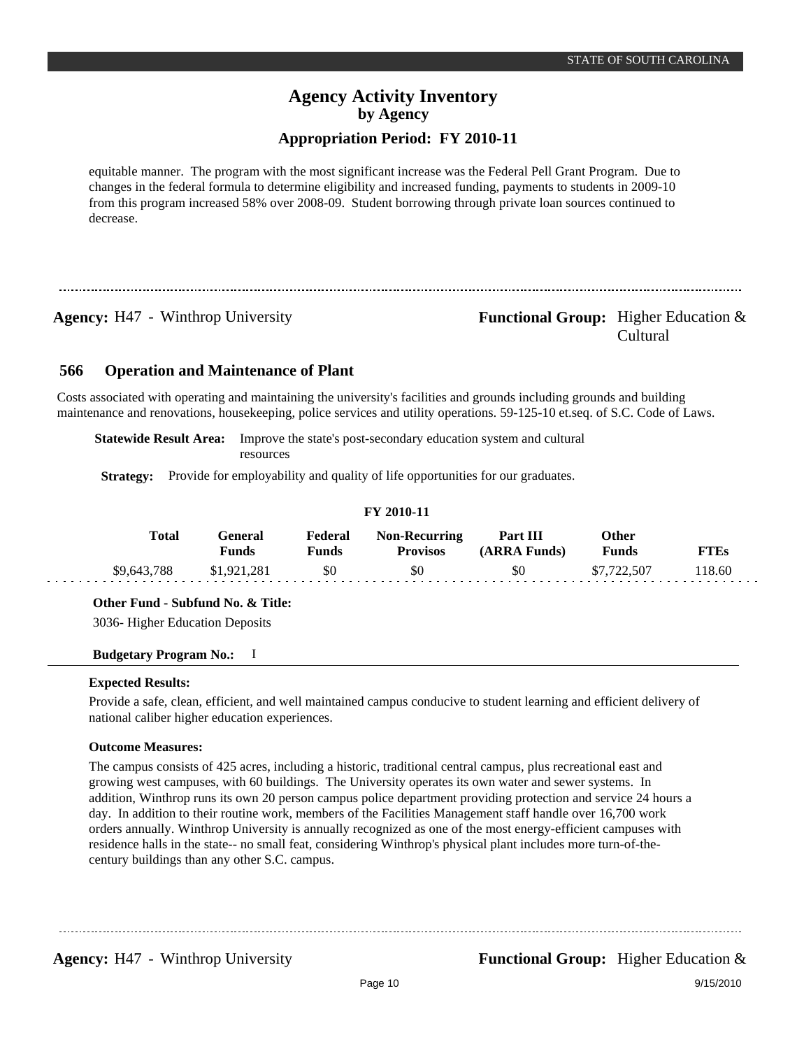equitable manner. The program with the most significant increase was the Federal Pell Grant Program. Due to changes in the federal formula to determine eligibility and increased funding, payments to students in 2009-10 from this program increased 58% over 2008-09. Student borrowing through private loan sources continued to decrease.

---

**Agency:** H47 - Winthrop University

**Functional Group:** Higher Education & Cultural

## 566 Operation and Maintenance of Plant

Costs associated with operating and maintaining the university's facilities and grounds including grounds and building maintenance and renovations, housekeeping, police services and utility operations. 59-125-10 et.seq. of S.C. Code of Laws.

**Statewide Result Area:** Improve the state's post-secondary education system and cultural resources

**Strategy:** Provide for employability and quality of life opportunities for our graduates.

**FY 2010-11**

| Total | General Funds | Federal Funds | Non-Recurring Provisos | Part III (ARRA Funds) | Other Funds | FTEs |
|---|---|---|---|---|---|---|
| \$9,643,788 | \$1,921,281 | \$0 | \$0 | \$0 | \$7,722,507 | 118.60 |

**Other Fund - Subfund No. & Title:**

3036- Higher Education Deposits

**Budgetary Program No.:** I

**Expected Results:**

Provide a safe, clean, efficient, and well maintained campus conducive to student learning and efficient delivery of national caliber higher education experiences.

**Outcome Measures:**

The campus consists of 425 acres, including a historic, traditional central campus, plus recreational east and growing west campuses, with 60 buildings. The University operates its own water and sewer systems. In addition, Winthrop runs its own 20 person campus police department providing protection and service 24 hours a day. In addition to their routine work, members of the Facilities Management staff handle over 16,700 work orders annually. Winthrop University is annually recognized as one of the most energy-efficient campuses with residence halls in the state-- no small feat, considering Winthrop's physical plant includes more turn-of-the-century buildings than any other S.C. campus.

---

**Agency:** H47 - Winthrop University

**Functional Group:** Higher Education &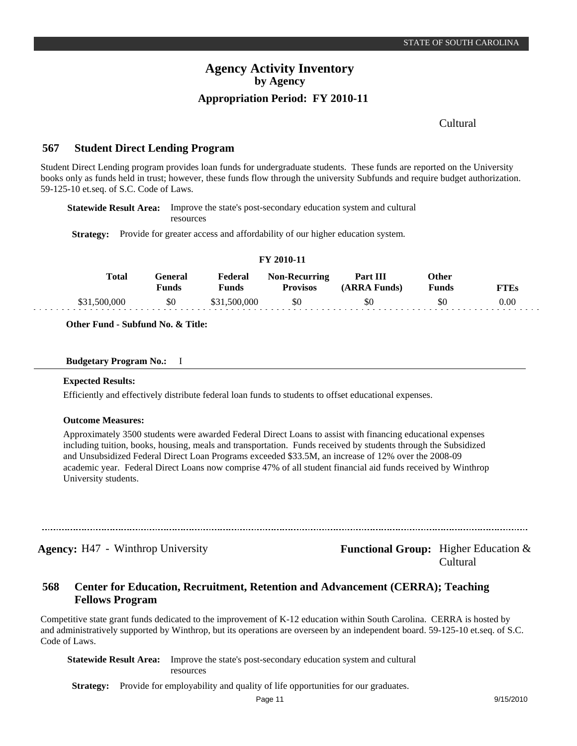Cultural

## 567 Student Direct Lending Program

Student Direct Lending program provides loan funds for undergraduate students. These funds are reported on the University books only as funds held in trust; however, these funds flow through the university Subfunds and require budget authorization. 59-125-10 et.seq. of S.C. Code of Laws.

**Statewide Result Area:** Improve the state's post-secondary education system and cultural resources

**Strategy:** Provide for greater access and affordability of our higher education system.

**FY 2010-11**

| Total | General Funds | Federal Funds | Non-Recurring Provisos | Part III (ARRA Funds) | Other Funds | FTEs |
|---|---|---|---|---|---|---|
| $31,500,000 | $0 | $31,500,000 | $0 | $0 | $0 | 0.00 |

**Other Fund - Subfund No. & Title:**

**Budgetary Program No.:** I

**Expected Results:**

Efficiently and effectively distribute federal loan funds to students to offset educational expenses.

**Outcome Measures:**

Approximately 3500 students were awarded Federal Direct Loans to assist with financing educational expenses including tuition, books, housing, meals and transportation. Funds received by students through the Subsidized and Unsubsidized Federal Direct Loan Programs exceeded $33.5M, an increase of 12% over the 2008-09 academic year. Federal Direct Loans now comprise 47% of all student financial aid funds received by Winthrop University students.

---

**Agency:** H47 - Winthrop University **Functional Group:** Higher Education & Cultural

## 568 Center for Education, Recruitment, Retention and Advancement (CERRA); Teaching Fellows Program

Competitive state grant funds dedicated to the improvement of K-12 education within South Carolina. CERRA is hosted by and administratively supported by Winthrop, but its operations are overseen by an independent board. 59-125-10 et.seq. of S.C. Code of Laws.

**Statewide Result Area:** Improve the state's post-secondary education system and cultural resources

**Strategy:** Provide for employability and quality of life opportunities for our graduates.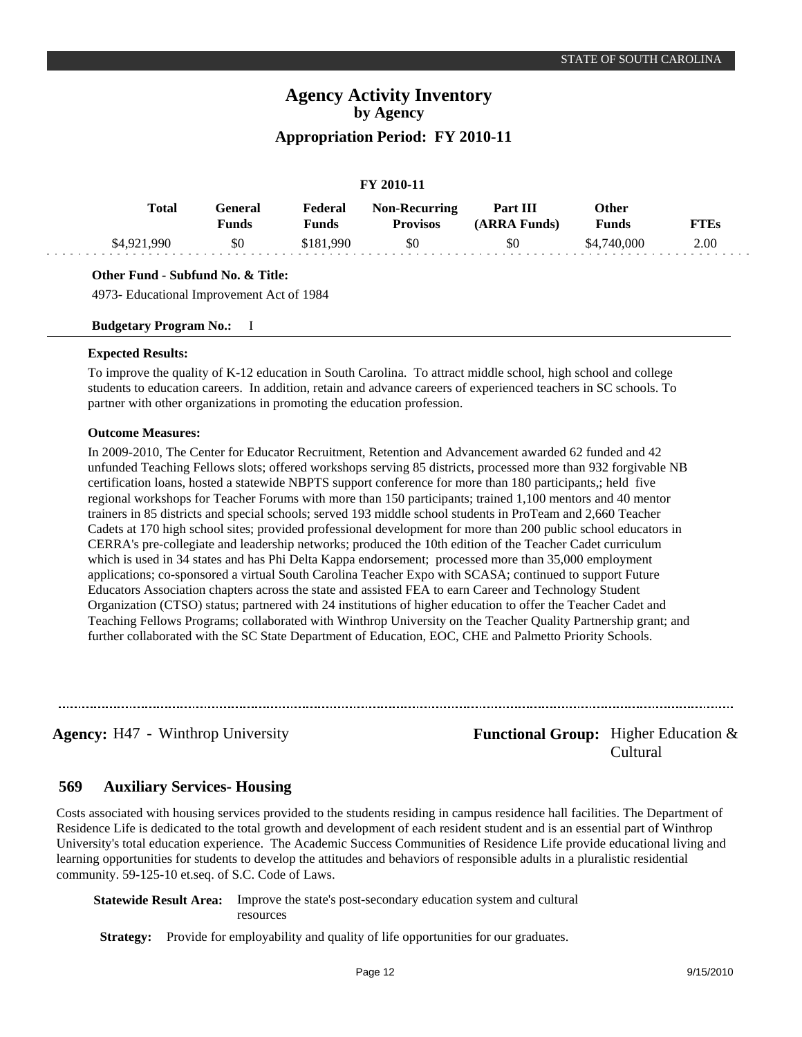## Agency Activity Inventory
### by Agency
### Appropriation Period: FY 2010-11

**FY 2010-11**

| Total | General Funds | Federal Funds | Non-Recurring Provisos | Part III (ARRA Funds) | Other Funds | FTEs |
|---|---|---|---|---|---|---|
| $4,921,990 | $0 | $181,990 | $0 | $0 | $4,740,000 | 2.00 |

**Other Fund - Subfund No. & Title:**

4973- Educational Improvement Act of 1984

**Budgetary Program No.:** I

**Expected Results:**

To improve the quality of K-12 education in South Carolina. To attract middle school, high school and college students to education careers. In addition, retain and advance careers of experienced teachers in SC schools. To partner with other organizations in promoting the education profession.

**Outcome Measures:**

In 2009-2010, The Center for Educator Recruitment, Retention and Advancement awarded 62 funded and 42 unfunded Teaching Fellows slots; offered workshops serving 85 districts, processed more than 932 forgivable NB certification loans, hosted a statewide NBPTS support conference for more than 180 participants,; held five regional workshops for Teacher Forums with more than 150 participants; trained 1,100 mentors and 40 mentor trainers in 85 districts and special schools; served 193 middle school students in ProTeam and 2,660 Teacher Cadets at 170 high school sites; provided professional development for more than 200 public school educators in CERRA's pre-collegiate and leadership networks; produced the 10th edition of the Teacher Cadet curriculum which is used in 34 states and has Phi Delta Kappa endorsement; processed more than 35,000 employment applications; co-sponsored a virtual South Carolina Teacher Expo with SCASA; continued to support Future Educators Association chapters across the state and assisted FEA to earn Career and Technology Student Organization (CTSO) status; partnered with 24 institutions of higher education to offer the Teacher Cadet and Teaching Fellows Programs; collaborated with Winthrop University on the Teacher Quality Partnership grant; and further collaborated with the SC State Department of Education, EOC, CHE and Palmetto Priority Schools.

---

**Agency:** H47 - Winthrop University

**Functional Group:** Higher Education & Cultural

## 569 Auxiliary Services- Housing

Costs associated with housing services provided to the students residing in campus residence hall facilities. The Department of Residence Life is dedicated to the total growth and development of each resident student and is an essential part of Winthrop University's total education experience. The Academic Success Communities of Residence Life provide educational living and learning opportunities for students to develop the attitudes and behaviors of responsible adults in a pluralistic residential community. 59-125-10 et.seq. of S.C. Code of Laws.

**Statewide Result Area:** Improve the state's post-secondary education system and cultural resources

**Strategy:** Provide for employability and quality of life opportunities for our graduates.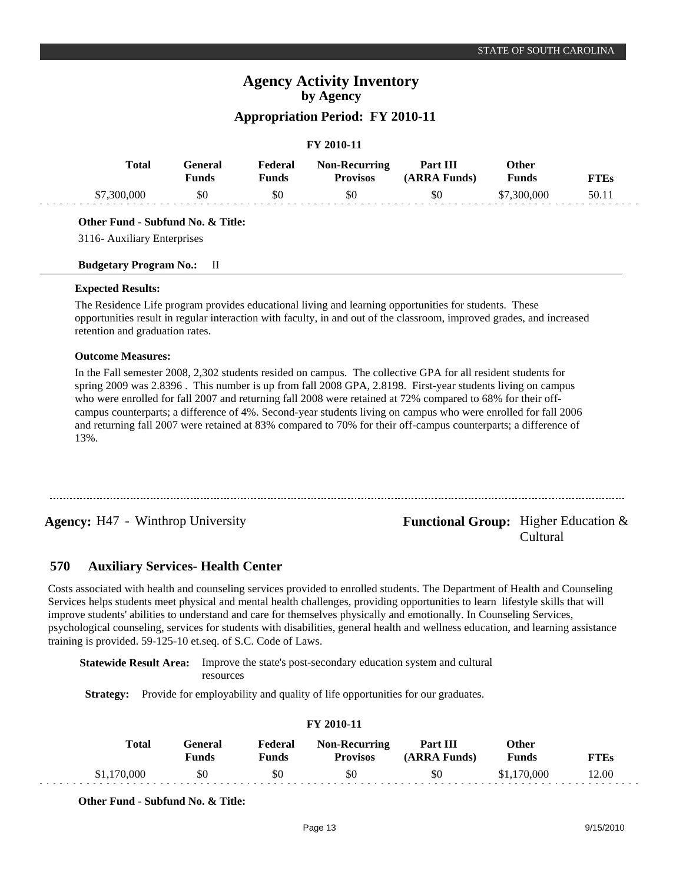# Agency Activity Inventory
## by Agency
### Appropriation Period: FY 2010-11

**FY 2010-11**

| Total | General Funds | Federal Funds | Non-Recurring Provisos | Part III (ARRA Funds) | Other Funds | FTEs |
|---|---|---|---|---|---|---|
| $7,300,000 | $0 | $0 | $0 | $0 | $7,300,000 | 50.11 |

**Other Fund - Subfund No. & Title:**

3116- Auxiliary Enterprises

**Budgetary Program No.:** II

**Expected Results:**

The Residence Life program provides educational living and learning opportunities for students. These opportunities result in regular interaction with faculty, in and out of the classroom, improved grades, and increased retention and graduation rates.

**Outcome Measures:**

In the Fall semester 2008, 2,302 students resided on campus. The collective GPA for all resident students for spring 2009 was 2.8396 . This number is up from fall 2008 GPA, 2.8198. First-year students living on campus who were enrolled for fall 2007 and returning fall 2008 were retained at 72% compared to 68% for their off-campus counterparts; a difference of 4%. Second-year students living on campus who were enrolled for fall 2006 and returning fall 2007 were retained at 83% compared to 70% for their off-campus counterparts; a difference of 13%.

---

**Agency:** H47 - Winthrop University

**Functional Group:** Higher Education & Cultural

## 570 Auxiliary Services- Health Center

Costs associated with health and counseling services provided to enrolled students. The Department of Health and Counseling Services helps students meet physical and mental health challenges, providing opportunities to learn lifestyle skills that will improve students' abilities to understand and care for themselves physically and emotionally. In Counseling Services, psychological counseling, services for students with disabilities, general health and wellness education, and learning assistance training is provided. 59-125-10 et.seq. of S.C. Code of Laws.

**Statewide Result Area:** Improve the state's post-secondary education system and cultural resources

**Strategy:** Provide for employability and quality of life opportunities for our graduates.

**FY 2010-11**

| Total | General Funds | Federal Funds | Non-Recurring Provisos | Part III (ARRA Funds) | Other Funds | FTEs |
|---|---|---|---|---|---|---|
| $1,170,000 | $0 | $0 | $0 | $0 | $1,170,000 | 12.00 |

**Other Fund - Subfund No. & Title:**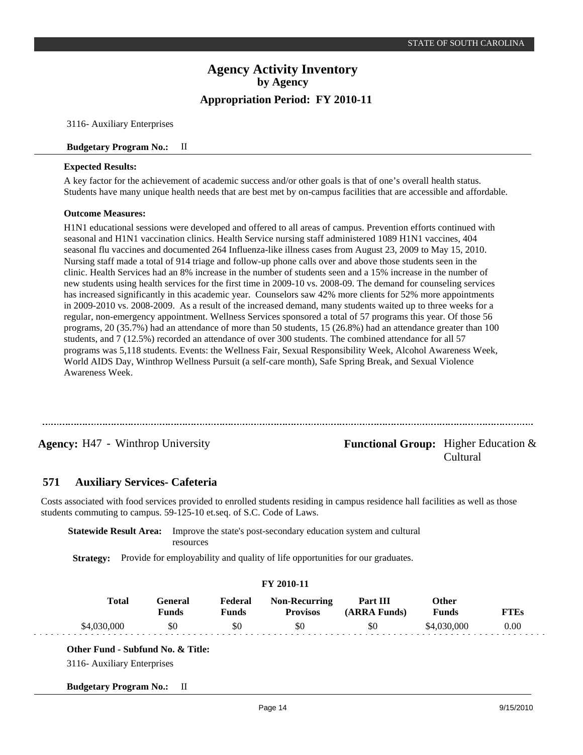3116- Auxiliary Enterprises

**Budgetary Program No.:** II

**Expected Results:**

A key factor for the achievement of academic success and/or other goals is that of one's overall health status. Students have many unique health needs that are best met by on-campus facilities that are accessible and affordable.

**Outcome Measures:**

H1N1 educational sessions were developed and offered to all areas of campus. Prevention efforts continued with seasonal and H1N1 vaccination clinics. Health Service nursing staff administered 1089 H1N1 vaccines, 404 seasonal flu vaccines and documented 264 Influenza-like illness cases from August 23, 2009 to May 15, 2010. Nursing staff made a total of 914 triage and follow-up phone calls over and above those students seen in the clinic. Health Services had an 8% increase in the number of students seen and a 15% increase in the number of new students using health services for the first time in 2009-10 vs. 2008-09. The demand for counseling services has increased significantly in this academic year. Counselors saw 42% more clients for 52% more appointments in 2009-2010 vs. 2008-2009. As a result of the increased demand, many students waited up to three weeks for a regular, non-emergency appointment. Wellness Services sponsored a total of 57 programs this year. Of those 56 programs, 20 (35.7%) had an attendance of more than 50 students, 15 (26.8%) had an attendance greater than 100 students, and 7 (12.5%) recorded an attendance of over 300 students. The combined attendance for all 57 programs was 5,118 students. Events: the Wellness Fair, Sexual Responsibility Week, Alcohol Awareness Week, World AIDS Day, Winthrop Wellness Pursuit (a self-care month), Safe Spring Break, and Sexual Violence Awareness Week.

---

**Agency:** H47 - Winthrop University

**Functional Group:** Higher Education & Cultural

## 571 Auxiliary Services- Cafeteria

Costs associated with food services provided to enrolled students residing in campus residence hall facilities as well as those students commuting to campus. 59-125-10 et.seq. of S.C. Code of Laws.

**Statewide Result Area:** Improve the state's post-secondary education system and cultural resources

**Strategy:** Provide for employability and quality of life opportunities for our graduates.

**FY 2010-11**

| Total | General Funds | Federal Funds | Non-Recurring Provisos | Part III (ARRA Funds) | Other Funds | FTEs |
|---|---|---|---|---|---|---|
| $4,030,000 | $0 | $0 | $0 | $0 | $4,030,000 | 0.00 |

**Other Fund - Subfund No. & Title:**

3116- Auxiliary Enterprises

**Budgetary Program No.:** II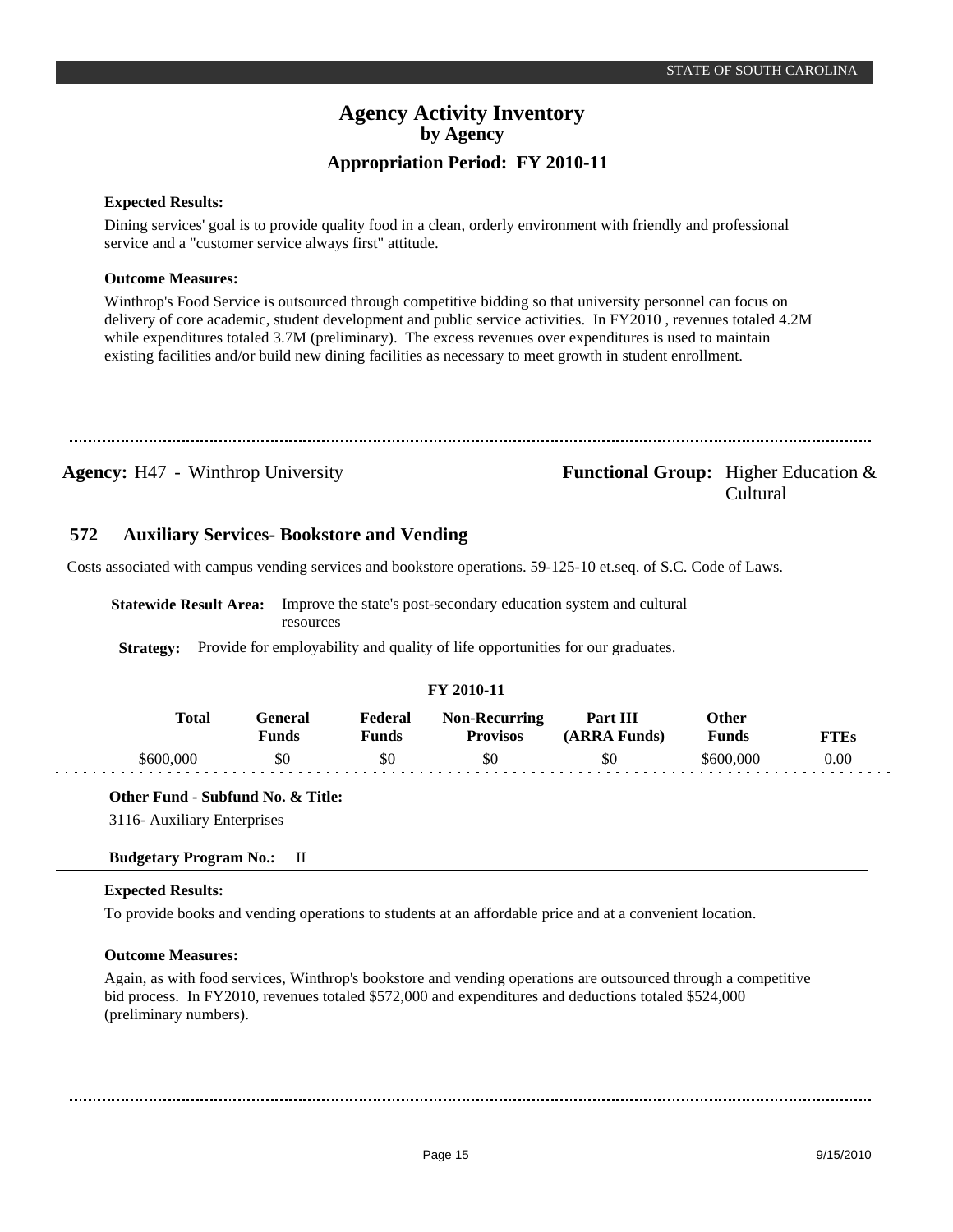**Expected Results:**

Dining services' goal is to provide quality food in a clean, orderly environment with friendly and professional service and a "customer service always first" attitude.

**Outcome Measures:**

Winthrop's Food Service is outsourced through competitive bidding so that university personnel can focus on delivery of core academic, student development and public service activities. In FY2010 , revenues totaled 4.2M while expenditures totaled 3.7M (preliminary). The excess revenues over expenditures is used to maintain existing facilities and/or build new dining facilities as necessary to meet growth in student enrollment.

---

**Agency:** H47 - Winthrop University

**Functional Group:** Higher Education & Cultural

## 572 Auxiliary Services- Bookstore and Vending

Costs associated with campus vending services and bookstore operations. 59-125-10 et.seq. of S.C. Code of Laws.

**Statewide Result Area:** Improve the state's post-secondary education system and cultural resources

**Strategy:** Provide for employability and quality of life opportunities for our graduates.

**FY 2010-11**

| Total | General Funds | Federal Funds | Non-Recurring Provisos | Part III (ARRA Funds) | Other Funds | FTEs |
|---|---|---|---|---|---|---|
| \$600,000 | \$0 | \$0 | \$0 | \$0 | \$600,000 | 0.00 |

**Other Fund - Subfund No. & Title:**

3116- Auxiliary Enterprises

**Budgetary Program No.:** II

**Expected Results:**

To provide books and vending operations to students at an affordable price and at a convenient location.

**Outcome Measures:**

Again, as with food services, Winthrop's bookstore and vending operations are outsourced through a competitive bid process. In FY2010, revenues totaled \$572,000 and expenditures and deductions totaled \$524,000 (preliminary numbers).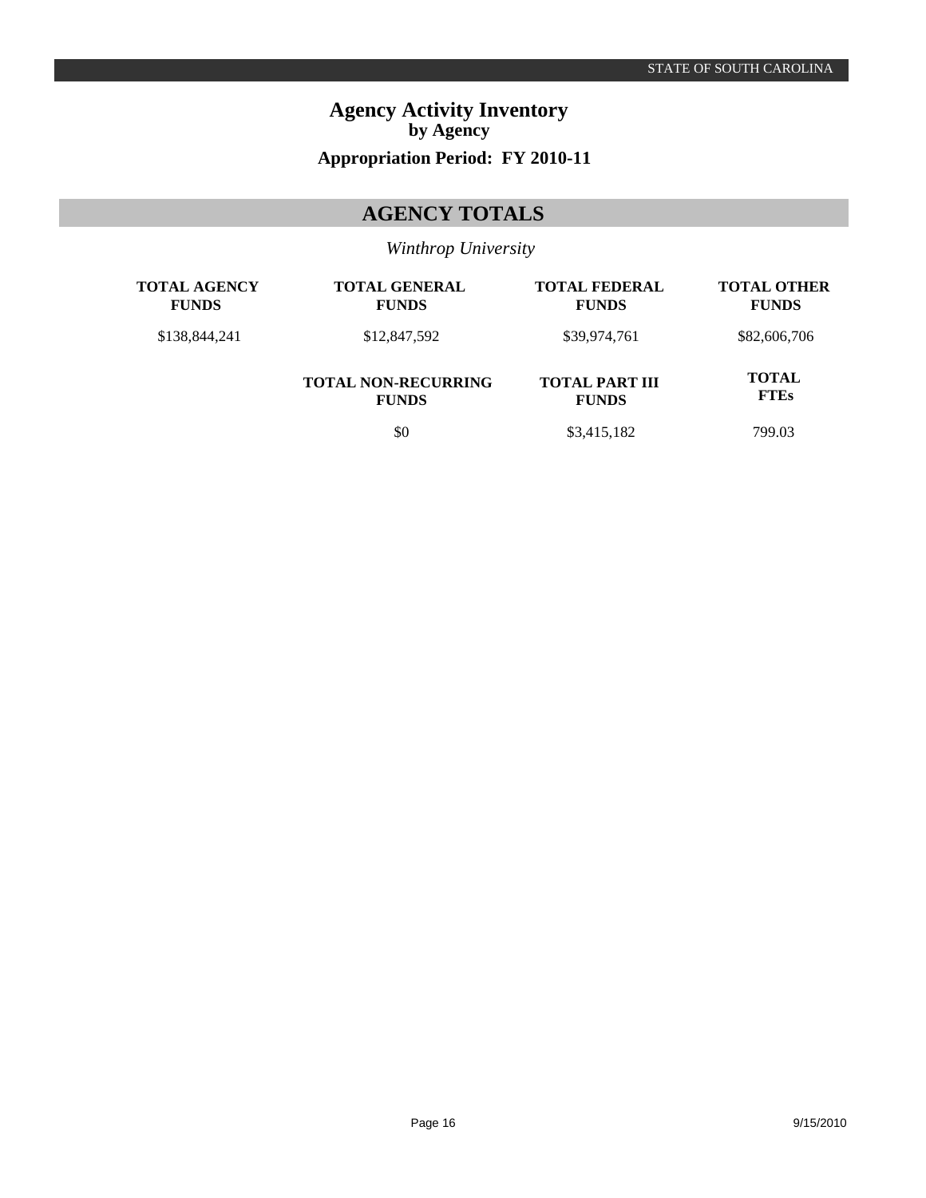# Agency Activity Inventory
### by Agency
### Appropriation Period: FY 2010-11

## AGENCY TOTALS

*Winthrop University*

| TOTAL AGENCY FUNDS | TOTAL GENERAL FUNDS | TOTAL FEDERAL FUNDS | TOTAL OTHER FUNDS |
|---|---|---|---|
| $138,844,241 | $12,847,592 | $39,974,761 | $82,606,706 |

| TOTAL NON-RECURRING FUNDS | TOTAL PART III FUNDS | TOTAL FTEs |
|---|---|---|
| $0 | $3,415,182 | 799.03 |